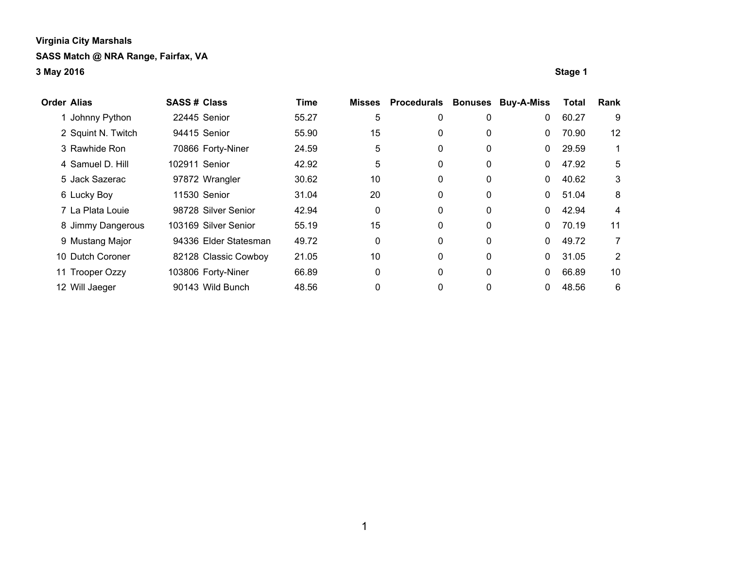**Virginia City Marshals**

**SASS Match @ NRA Range, Fairfax, VA**

**3 May 2016**

**Stage 1**

| Order | Alias | SASS # | Class | Time | Misses | Procedurals | Bonuses | Buy-A-Miss | Total | Rank |
|---|---|---|---|---|---|---|---|---|---|---|
| 1 | Johnny Python | 22445 | Senior | 55.27 | 5 | 0 | 0 | 0 | 60.27 | 9 |
| 2 | Squint N. Twitch | 94415 | Senior | 55.90 | 15 | 0 | 0 | 0 | 70.90 | 12 |
| 3 | Rawhide Ron | 70866 | Forty-Niner | 24.59 | 5 | 0 | 0 | 0 | 29.59 | 1 |
| 4 | Samuel D. Hill | 102911 | Senior | 42.92 | 5 | 0 | 0 | 0 | 47.92 | 5 |
| 5 | Jack Sazerac | 97872 | Wrangler | 30.62 | 10 | 0 | 0 | 0 | 40.62 | 3 |
| 6 | Lucky Boy | 11530 | Senior | 31.04 | 20 | 0 | 0 | 0 | 51.04 | 8 |
| 7 | La Plata Louie | 98728 | Silver Senior | 42.94 | 0 | 0 | 0 | 0 | 42.94 | 4 |
| 8 | Jimmy Dangerous | 103169 | Silver Senior | 55.19 | 15 | 0 | 0 | 0 | 70.19 | 11 |
| 9 | Mustang Major | 94336 | Elder Statesman | 49.72 | 0 | 0 | 0 | 0 | 49.72 | 7 |
| 10 | Dutch Coroner | 82128 | Classic Cowboy | 21.05 | 10 | 0 | 0 | 0 | 31.05 | 2 |
| 11 | Trooper Ozzy | 103806 | Forty-Niner | 66.89 | 0 | 0 | 0 | 0 | 66.89 | 10 |
| 12 | Will Jaeger | 90143 | Wild Bunch | 48.56 | 0 | 0 | 0 | 0 | 48.56 | 6 |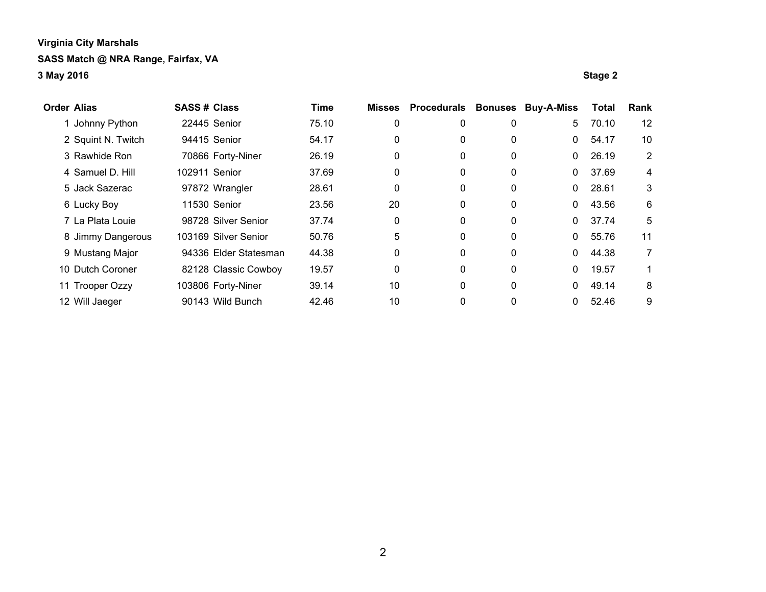**Virginia City Marshals**

**SASS Match @ NRA Range, Fairfax, VA**

**3 May 2016**

**Stage 2**

| Order | Alias | SASS # | Class | Time | Misses | Procedurals | Bonuses | Buy-A-Miss | Total | Rank |
|---|---|---|---|---|---|---|---|---|---|---|
| 1 | Johnny Python | 22445 | Senior | 75.10 | 0 | 0 | 0 | 5 | 70.10 | 12 |
| 2 | Squint N. Twitch | 94415 | Senior | 54.17 | 0 | 0 | 0 | 0 | 54.17 | 10 |
| 3 | Rawhide Ron | 70866 | Forty-Niner | 26.19 | 0 | 0 | 0 | 0 | 26.19 | 2 |
| 4 | Samuel D. Hill | 102911 | Senior | 37.69 | 0 | 0 | 0 | 0 | 37.69 | 4 |
| 5 | Jack Sazerac | 97872 | Wrangler | 28.61 | 0 | 0 | 0 | 0 | 28.61 | 3 |
| 6 | Lucky Boy | 11530 | Senior | 23.56 | 20 | 0 | 0 | 0 | 43.56 | 6 |
| 7 | La Plata Louie | 98728 | Silver Senior | 37.74 | 0 | 0 | 0 | 0 | 37.74 | 5 |
| 8 | Jimmy Dangerous | 103169 | Silver Senior | 50.76 | 5 | 0 | 0 | 0 | 55.76 | 11 |
| 9 | Mustang Major | 94336 | Elder Statesman | 44.38 | 0 | 0 | 0 | 0 | 44.38 | 7 |
| 10 | Dutch Coroner | 82128 | Classic Cowboy | 19.57 | 0 | 0 | 0 | 0 | 19.57 | 1 |
| 11 | Trooper Ozzy | 103806 | Forty-Niner | 39.14 | 10 | 0 | 0 | 0 | 49.14 | 8 |
| 12 | Will Jaeger | 90143 | Wild Bunch | 42.46 | 10 | 0 | 0 | 0 | 52.46 | 9 |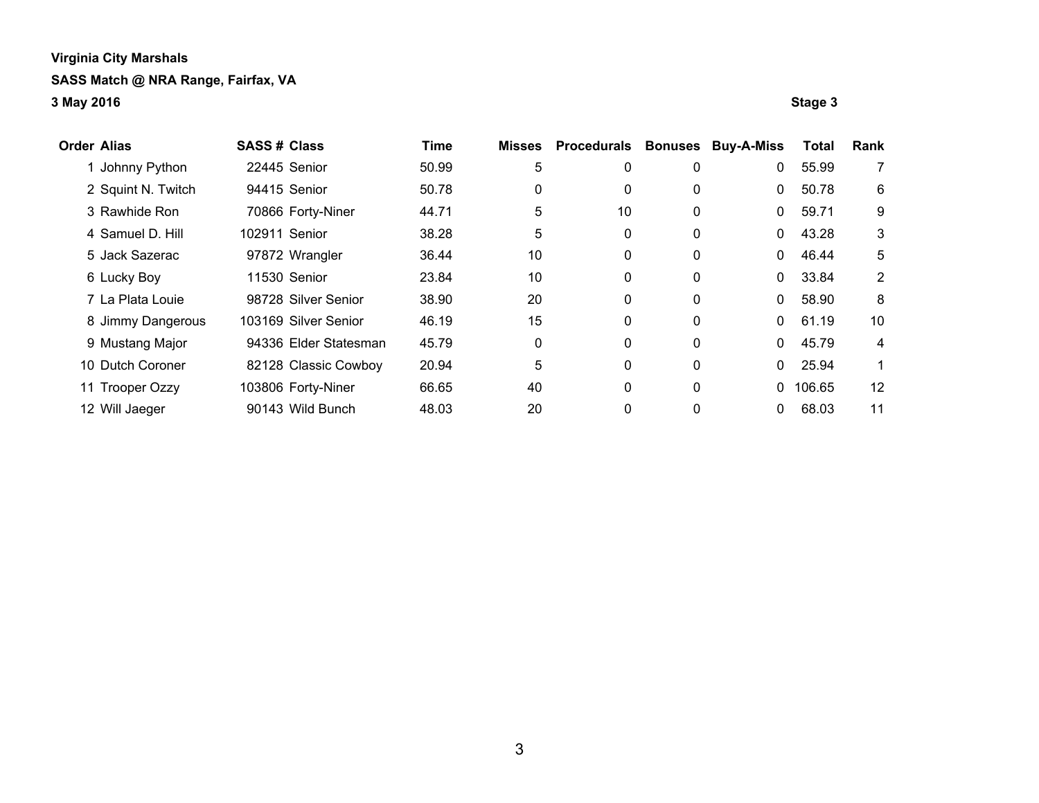**Virginia City Marshals**

**SASS Match @ NRA Range, Fairfax, VA**

**3 May 2016** **Stage 3**

| Order | Alias | SASS # | Class | Time | Misses | Procedurals | Bonuses | Buy-A-Miss | Total | Rank |
|---|---|---|---|---|---|---|---|---|---|---|
| 1 | Johnny Python | 22445 | Senior | 50.99 | 5 | 0 | 0 | 0 | 55.99 | 7 |
| 2 | Squint N. Twitch | 94415 | Senior | 50.78 | 0 | 0 | 0 | 0 | 50.78 | 6 |
| 3 | Rawhide Ron | 70866 | Forty-Niner | 44.71 | 5 | 10 | 0 | 0 | 59.71 | 9 |
| 4 | Samuel D. Hill | 102911 | Senior | 38.28 | 5 | 0 | 0 | 0 | 43.28 | 3 |
| 5 | Jack Sazerac | 97872 | Wrangler | 36.44 | 10 | 0 | 0 | 0 | 46.44 | 5 |
| 6 | Lucky Boy | 11530 | Senior | 23.84 | 10 | 0 | 0 | 0 | 33.84 | 2 |
| 7 | La Plata Louie | 98728 | Silver Senior | 38.90 | 20 | 0 | 0 | 0 | 58.90 | 8 |
| 8 | Jimmy Dangerous | 103169 | Silver Senior | 46.19 | 15 | 0 | 0 | 0 | 61.19 | 10 |
| 9 | Mustang Major | 94336 | Elder Statesman | 45.79 | 0 | 0 | 0 | 0 | 45.79 | 4 |
| 10 | Dutch Coroner | 82128 | Classic Cowboy | 20.94 | 5 | 0 | 0 | 0 | 25.94 | 1 |
| 11 | Trooper Ozzy | 103806 | Forty-Niner | 66.65 | 40 | 0 | 0 | 0 | 106.65 | 12 |
| 12 | Will Jaeger | 90143 | Wild Bunch | 48.03 | 20 | 0 | 0 | 0 | 68.03 | 11 |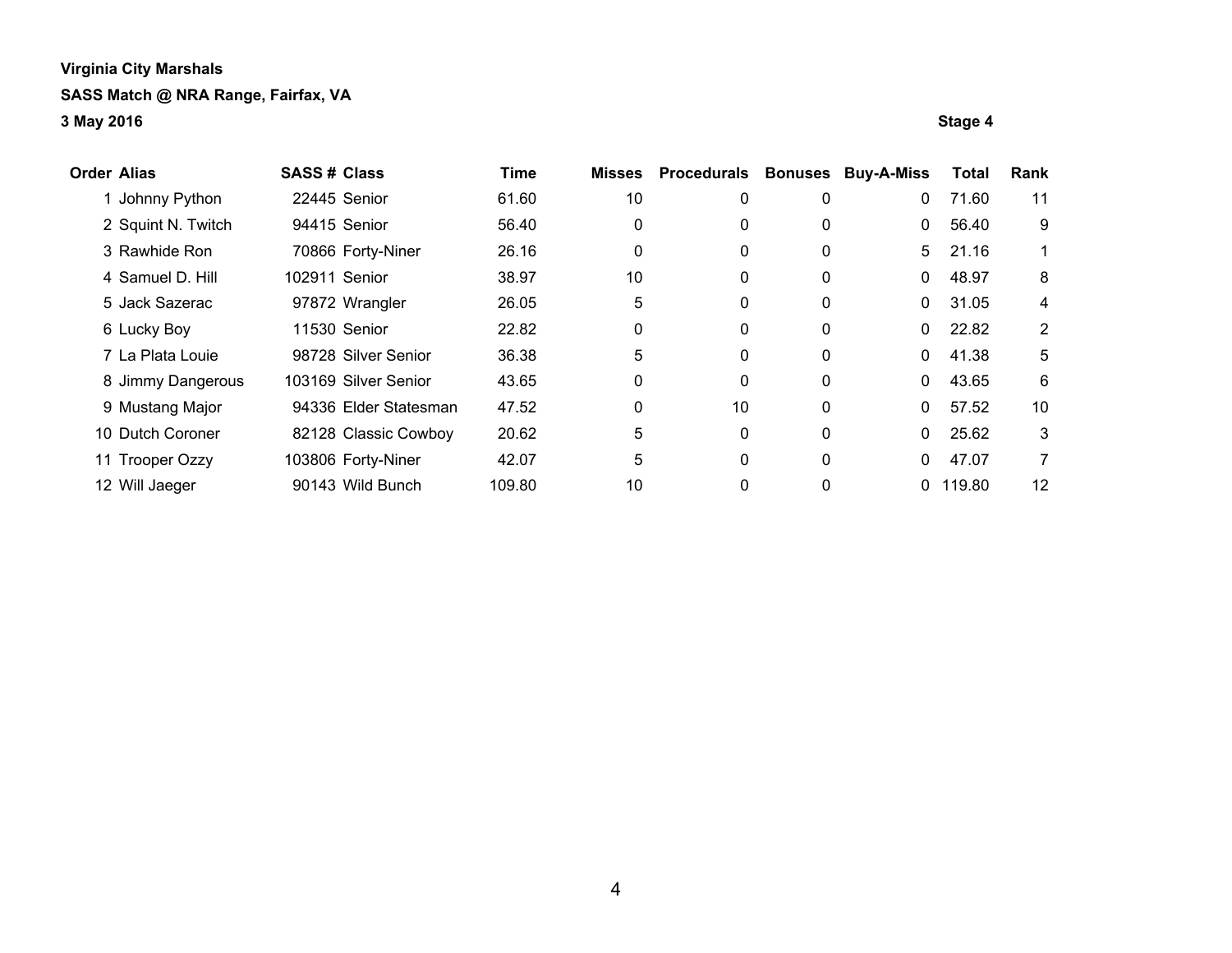**Virginia City Marshals**

**SASS Match @ NRA Range, Fairfax, VA**

**3 May 2016**

**Stage 4**

| Order | Alias | SASS # | Class | Time | Misses | Procedurals | Bonuses | Buy-A-Miss | Total | Rank |
|---|---|---|---|---|---|---|---|---|---|---|
| 1 | Johnny Python | 22445 | Senior | 61.60 | 10 | 0 | 0 | 0 | 71.60 | 11 |
| 2 | Squint N. Twitch | 94415 | Senior | 56.40 | 0 | 0 | 0 | 0 | 56.40 | 9 |
| 3 | Rawhide Ron | 70866 | Forty-Niner | 26.16 | 0 | 0 | 0 | 5 | 21.16 | 1 |
| 4 | Samuel D. Hill | 102911 | Senior | 38.97 | 10 | 0 | 0 | 0 | 48.97 | 8 |
| 5 | Jack Sazerac | 97872 | Wrangler | 26.05 | 5 | 0 | 0 | 0 | 31.05 | 4 |
| 6 | Lucky Boy | 11530 | Senior | 22.82 | 0 | 0 | 0 | 0 | 22.82 | 2 |
| 7 | La Plata Louie | 98728 | Silver Senior | 36.38 | 5 | 0 | 0 | 0 | 41.38 | 5 |
| 8 | Jimmy Dangerous | 103169 | Silver Senior | 43.65 | 0 | 0 | 0 | 0 | 43.65 | 6 |
| 9 | Mustang Major | 94336 | Elder Statesman | 47.52 | 0 | 10 | 0 | 0 | 57.52 | 10 |
| 10 | Dutch Coroner | 82128 | Classic Cowboy | 20.62 | 5 | 0 | 0 | 0 | 25.62 | 3 |
| 11 | Trooper Ozzy | 103806 | Forty-Niner | 42.07 | 5 | 0 | 0 | 0 | 47.07 | 7 |
| 12 | Will Jaeger | 90143 | Wild Bunch | 109.80 | 10 | 0 | 0 | 0 | 119.80 | 12 |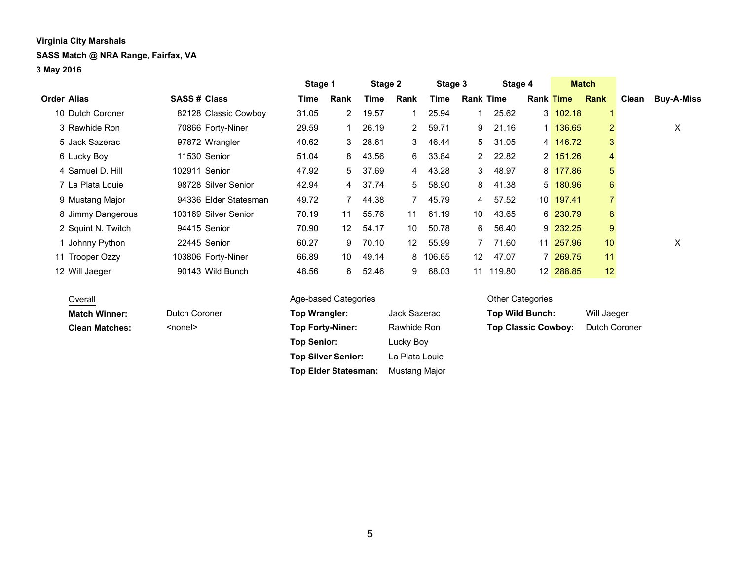**Virginia City Marshals**

**SASS Match @ NRA Range, Fairfax, VA**

**3 May 2016**

| | | | | Stage 1 | | Stage 2 | | Stage 3 | | Stage 4 | | Match | | | |
|---|---|---|---|---|---|---|---|---|---|---|---|---|---|---|---|
| **Order** | **Alias** | **SASS #** | **Class** | **Time** | **Rank** | **Time** | **Rank** | **Time** | **Rank** | **Time** | **Rank** | **Time** | **Rank** | **Clean** | **Buy-A-Miss** |
| 10 | Dutch Coroner | 82128 | Classic Cowboy | 31.05 | 2 | 19.57 | 1 | 25.94 | 1 | 25.62 | 3 | 102.18 | 1 | | |
| 3 | Rawhide Ron | 70866 | Forty-Niner | 29.59 | 1 | 26.19 | 2 | 59.71 | 9 | 21.16 | 1 | 136.65 | 2 | | X |
| 5 | Jack Sazerac | 97872 | Wrangler | 40.62 | 3 | 28.61 | 3 | 46.44 | 5 | 31.05 | 4 | 146.72 | 3 | | |
| 6 | Lucky Boy | 11530 | Senior | 51.04 | 8 | 43.56 | 6 | 33.84 | 2 | 22.82 | 2 | 151.26 | 4 | | |
| 4 | Samuel D. Hill | 102911 | Senior | 47.92 | 5 | 37.69 | 4 | 43.28 | 3 | 48.97 | 8 | 177.86 | 5 | | |
| 7 | La Plata Louie | 98728 | Silver Senior | 42.94 | 4 | 37.74 | 5 | 58.90 | 8 | 41.38 | 5 | 180.96 | 6 | | |
| 9 | Mustang Major | 94336 | Elder Statesman | 49.72 | 7 | 44.38 | 7 | 45.79 | 4 | 57.52 | 10 | 197.41 | 7 | | |
| 8 | Jimmy Dangerous | 103169 | Silver Senior | 70.19 | 11 | 55.76 | 11 | 61.19 | 10 | 43.65 | 6 | 230.79 | 8 | | |
| 2 | Squint N. Twitch | 94415 | Senior | 70.90 | 12 | 54.17 | 10 | 50.78 | 6 | 56.40 | 9 | 232.25 | 9 | | |
| 1 | Johnny Python | 22445 | Senior | 60.27 | 9 | 70.10 | 12 | 55.99 | 7 | 71.60 | 11 | 257.96 | 10 | | X |
| 11 | Trooper Ozzy | 103806 | Forty-Niner | 66.89 | 10 | 49.14 | 8 | 106.65 | 12 | 47.07 | 7 | 269.75 | 11 | | |
| 12 | Will Jaeger | 90143 | Wild Bunch | 48.56 | 6 | 52.46 | 9 | 68.03 | 11 | 119.80 | 12 | 288.85 | 12 | | |

Overall

**Match Winner:** Dutch Coroner

**Clean Matches:** <none!>

Age-based Categories

**Top Wrangler:** Jack Sazerac

**Top Forty-Niner:** Rawhide Ron

**Top Senior:** Lucky Boy

**Top Silver Senior:** La Plata Louie

**Top Elder Statesman:** Mustang Major

Other Categories

**Top Wild Bunch:** Will Jaeger

**Top Classic Cowboy:** Dutch Coroner